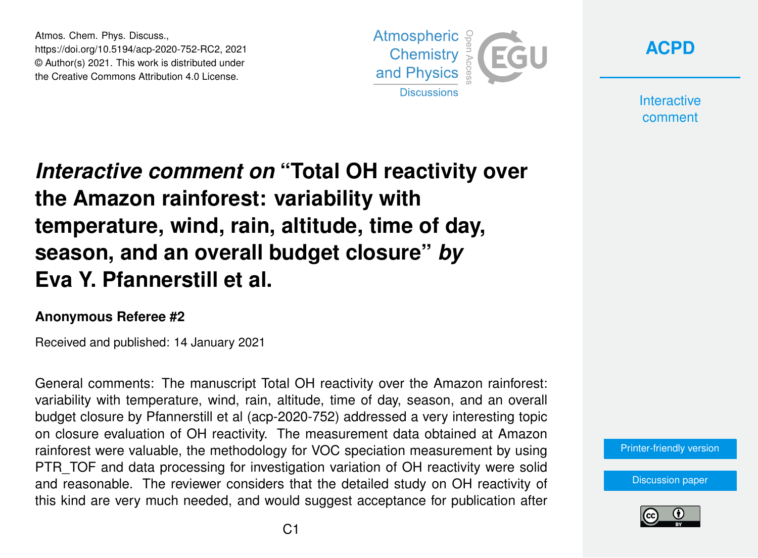Atmos. Chem. Phys. Discuss.,
https://doi.org/10.5194/acp-2020-752-RC2, 2021
© Author(s) 2021. This work is distributed under
the Creative Commons Attribution 4.0 License.

# *Interactive comment on* "Total OH reactivity over the Amazon rainforest: variability with temperature, wind, rain, altitude, time of day, season, and an overall budget closure" *by* Eva Y. Pfannerstill et al.

**Anonymous Referee #2**

Received and published: 14 January 2021

General comments: The manuscript Total OH reactivity over the Amazon rainforest: variability with temperature, wind, rain, altitude, time of day, season, and an overall budget closure by Pfannerstill et al (acp-2020-752) addressed a very interesting topic on closure evaluation of OH reactivity. The measurement data obtained at Amazon rainforest were valuable, the methodology for VOC speciation measurement by using PTR_TOF and data processing for investigation variation of OH reactivity were solid and reasonable. The reviewer considers that the detailed study on OH reactivity of this kind are very much needed, and would suggest acceptance for publication after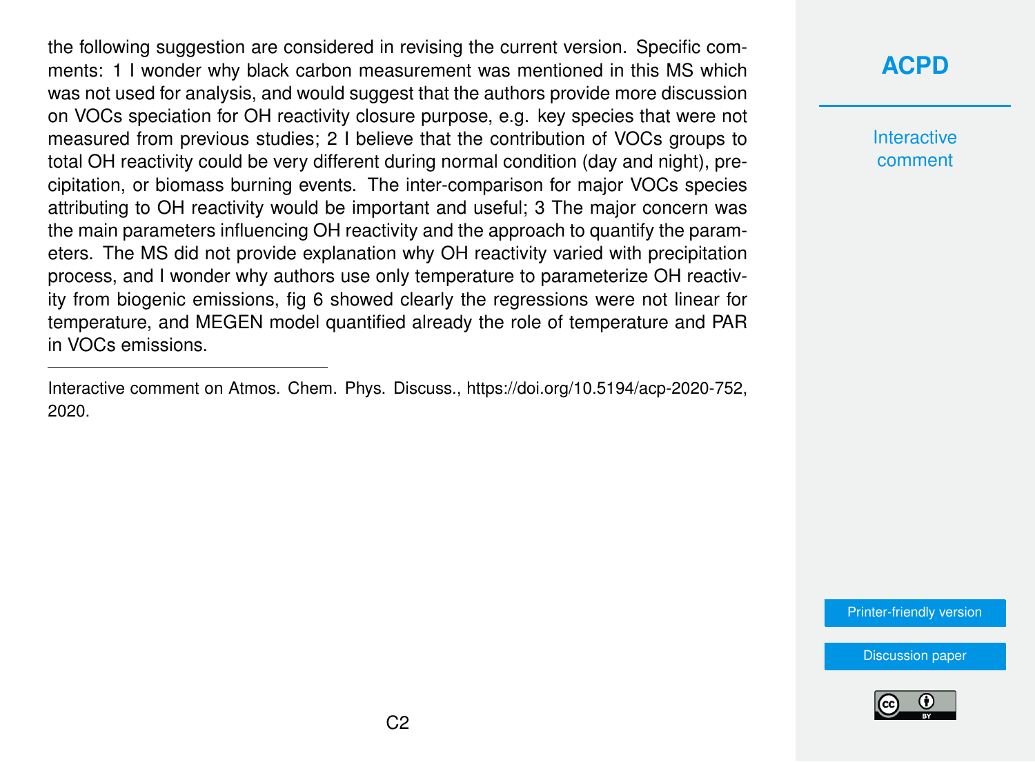the following suggestion are considered in revising the current version. Specific comments: 1 I wonder why black carbon measurement was mentioned in this MS which was not used for analysis, and would suggest that the authors provide more discussion on VOCs speciation for OH reactivity closure purpose, e.g. key species that were not measured from previous studies; 2 I believe that the contribution of VOCs groups to total OH reactivity could be very different during normal condition (day and night), precipitation, or biomass burning events. The inter-comparison for major VOCs species attributing to OH reactivity would be important and useful; 3 The major concern was the main parameters influencing OH reactivity and the approach to quantify the parameters. The MS did not provide explanation why OH reactivity varied with precipitation process, and I wonder why authors use only temperature to parameterize OH reactivity from biogenic emissions, fig 6 showed clearly the regressions were not linear for temperature, and MEGEN model quantified already the role of temperature and PAR in VOCs emissions.

---

Interactive comment on Atmos. Chem. Phys. Discuss., https://doi.org/10.5194/acp-2020-752, 2020.